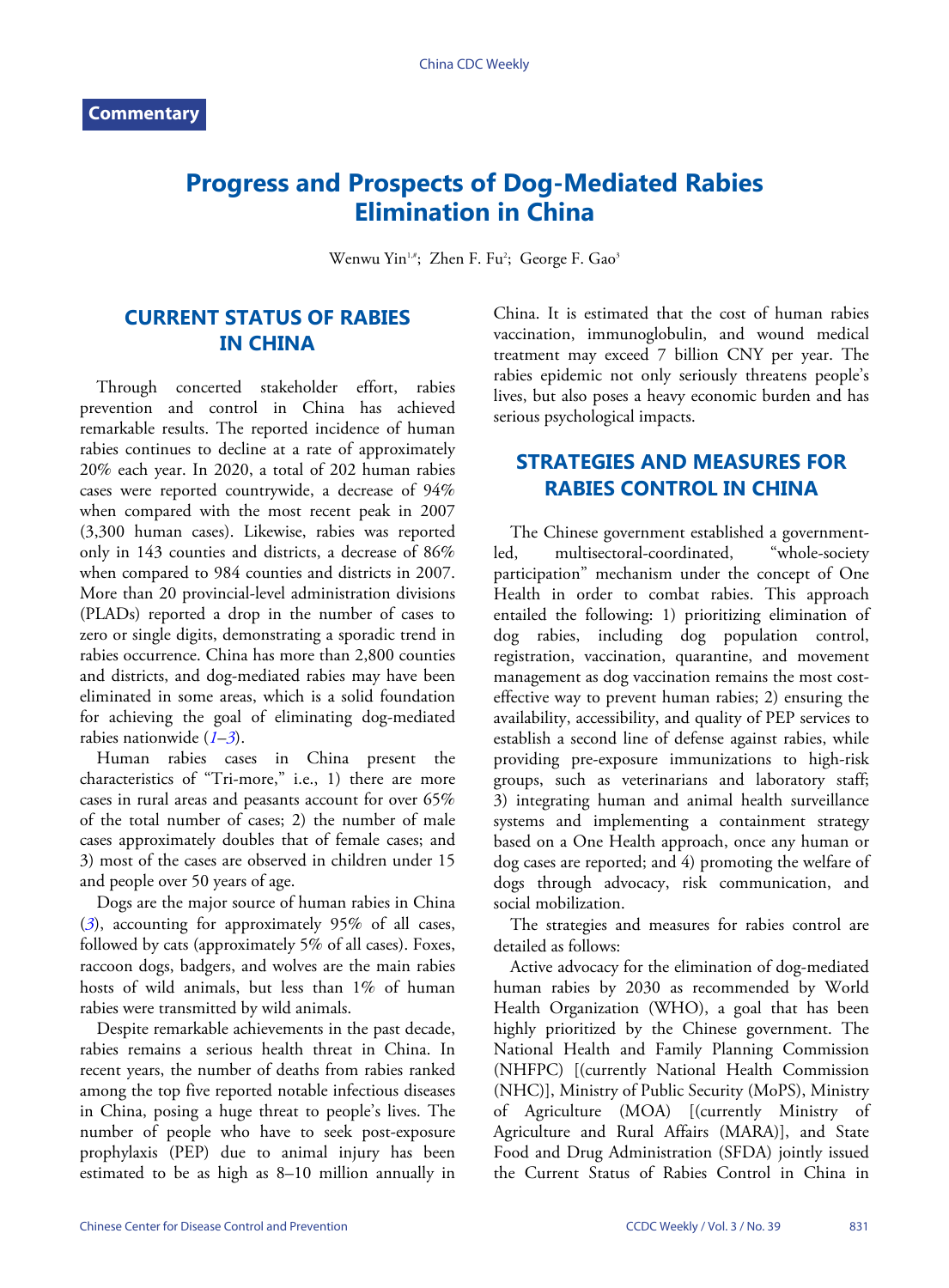**Commentary**

# Progress and Prospects of Dog-Mediated Rabies Elimination in China

Wenwu Yin[1,#]; Zhen F. Fu[2]; George F. Gao[3]

## CURRENT STATUS OF RABIES IN CHINA

Through concerted stakeholder effort, rabies prevention and control in China has achieved remarkable results. The reported incidence of human rabies continues to decline at a rate of approximately 20% each year. In 2020, a total of 202 human rabies cases were reported countrywide, a decrease of 94% when compared with the most recent peak in 2007 (3,300 human cases). Likewise, rabies was reported only in 143 counties and districts, a decrease of 86% when compared to 984 counties and districts in 2007. More than 20 provincial-level administration divisions (PLADs) reported a drop in the number of cases to zero or single digits, demonstrating a sporadic trend in rabies occurrence. China has more than 2,800 counties and districts, and dog-mediated rabies may have been eliminated in some areas, which is a solid foundation for achieving the goal of eliminating dog-mediated rabies nationwide (*1*–*3*).

Human rabies cases in China present the characteristics of "Tri-more," i.e., 1) there are more cases in rural areas and peasants account for over 65% of the total number of cases; 2) the number of male cases approximately doubles that of female cases; and 3) most of the cases are observed in children under 15 and people over 50 years of age.

Dogs are the major source of human rabies in China (*3*), accounting for approximately 95% of all cases, followed by cats (approximately 5% of all cases). Foxes, raccoon dogs, badgers, and wolves are the main rabies hosts of wild animals, but less than 1% of human rabies were transmitted by wild animals.

Despite remarkable achievements in the past decade, rabies remains a serious health threat in China. In recent years, the number of deaths from rabies ranked among the top five reported notable infectious diseases in China, posing a huge threat to people's lives. The number of people who have to seek post-exposure prophylaxis (PEP) due to animal injury has been estimated to be as high as 8–10 million annually in China. It is estimated that the cost of human rabies vaccination, immunoglobulin, and wound medical treatment may exceed 7 billion CNY per year. The rabies epidemic not only seriously threatens people's lives, but also poses a heavy economic burden and has serious psychological impacts.

## STRATEGIES AND MEASURES FOR RABIES CONTROL IN CHINA

The Chinese government established a government-led, multisectoral-coordinated, "whole-society participation" mechanism under the concept of One Health in order to combat rabies. This approach entailed the following: 1) prioritizing elimination of dog rabies, including dog population control, registration, vaccination, quarantine, and movement management as dog vaccination remains the most cost-effective way to prevent human rabies; 2) ensuring the availability, accessibility, and quality of PEP services to establish a second line of defense against rabies, while providing pre-exposure immunizations to high-risk groups, such as veterinarians and laboratory staff; 3) integrating human and animal health surveillance systems and implementing a containment strategy based on a One Health approach, once any human or dog cases are reported; and 4) promoting the welfare of dogs through advocacy, risk communication, and social mobilization.

The strategies and measures for rabies control are detailed as follows:

Active advocacy for the elimination of dog-mediated human rabies by 2030 as recommended by World Health Organization (WHO), a goal that has been highly prioritized by the Chinese government. The National Health and Family Planning Commission (NHFPC) [(currently National Health Commission (NHC)], Ministry of Public Security (MoPS), Ministry of Agriculture (MOA) [(currently Ministry of Agriculture and Rural Affairs (MARA)], and State Food and Drug Administration (SFDA) jointly issued the Current Status of Rabies Control in China in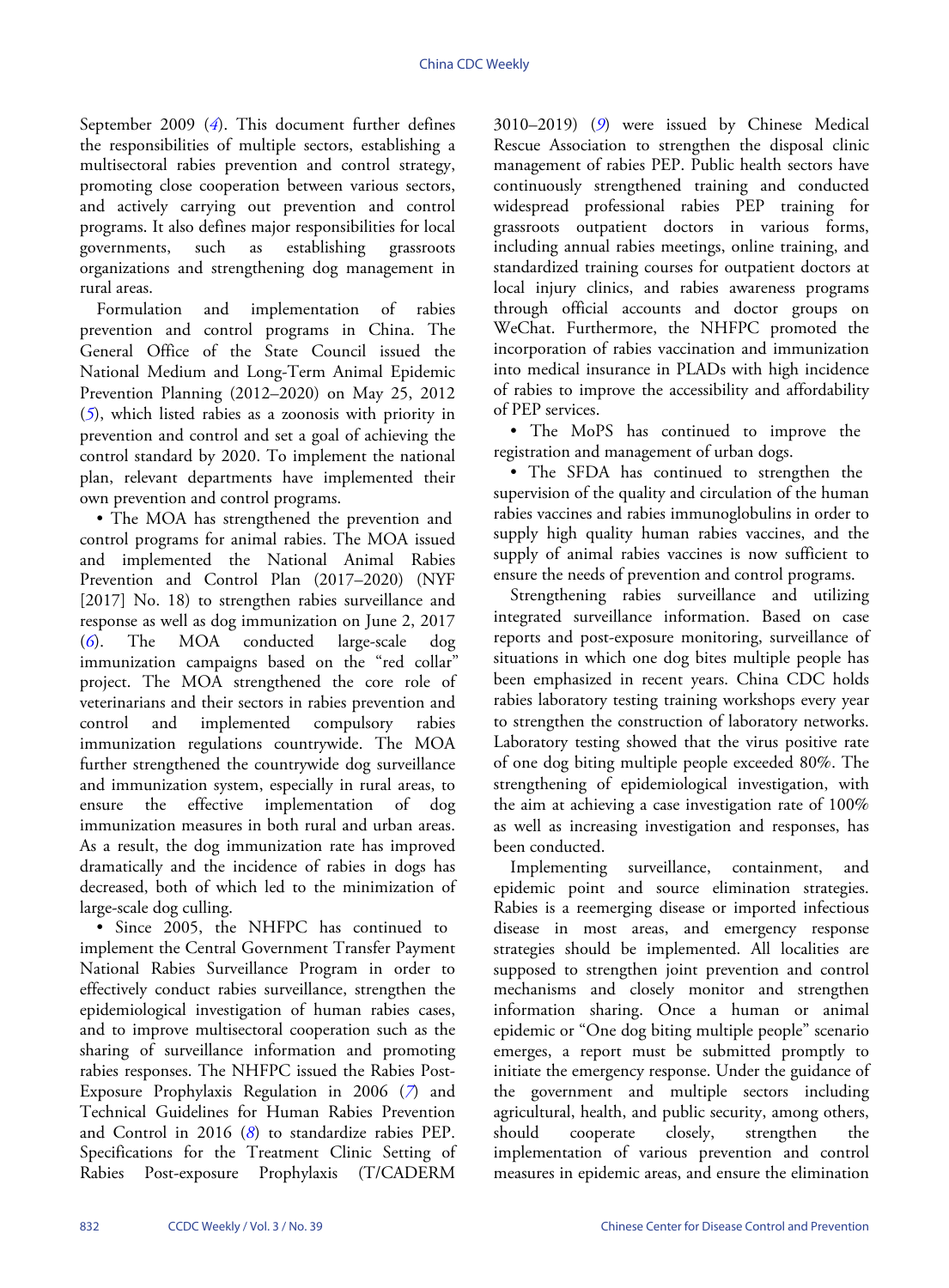September 2009 (4). This document further defines the responsibilities of multiple sectors, establishing a multisectoral rabies prevention and control strategy, promoting close cooperation between various sectors, and actively carrying out prevention and control programs. It also defines major responsibilities for local governments, such as establishing grassroots organizations and strengthening dog management in rural areas.

Formulation and implementation of rabies prevention and control programs in China. The General Office of the State Council issued the National Medium and Long-Term Animal Epidemic Prevention Planning (2012–2020) on May 25, 2012 (5), which listed rabies as a zoonosis with priority in prevention and control and set a goal of achieving the control standard by 2020. To implement the national plan, relevant departments have implemented their own prevention and control programs.

- The MOA has strengthened the prevention and control programs for animal rabies. The MOA issued and implemented the National Animal Rabies Prevention and Control Plan (2017–2020) (NYF [2017] No. 18) to strengthen rabies surveillance and response as well as dog immunization on June 2, 2017 (6). The MOA conducted large-scale dog immunization campaigns based on the "red collar" project. The MOA strengthened the core role of veterinarians and their sectors in rabies prevention and control and implemented compulsory rabies immunization regulations countrywide. The MOA further strengthened the countrywide dog surveillance and immunization system, especially in rural areas, to ensure the effective implementation of dog immunization measures in both rural and urban areas. As a result, the dog immunization rate has improved dramatically and the incidence of rabies in dogs has decreased, both of which led to the minimization of large-scale dog culling.
- Since 2005, the NHFPC has continued to implement the Central Government Transfer Payment National Rabies Surveillance Program in order to effectively conduct rabies surveillance, strengthen the epidemiological investigation of human rabies cases, and to improve multisectoral cooperation such as the sharing of surveillance information and promoting rabies responses. The NHFPC issued the Rabies Post-Exposure Prophylaxis Regulation in 2006 (7) and Technical Guidelines for Human Rabies Prevention and Control in 2016 (8) to standardize rabies PEP. Specifications for the Treatment Clinic Setting of Rabies Post-exposure Prophylaxis (T/CADERM 3010–2019) (9) were issued by Chinese Medical Rescue Association to strengthen the disposal clinic management of rabies PEP. Public health sectors have continuously strengthened training and conducted widespread professional rabies PEP training for grassroots outpatient doctors in various forms, including annual rabies meetings, online training, and standardized training courses for outpatient doctors at local injury clinics, and rabies awareness programs through official accounts and doctor groups on WeChat. Furthermore, the NHFPC promoted the incorporation of rabies vaccination and immunization into medical insurance in PLADs with high incidence of rabies to improve the accessibility and affordability of PEP services.
- The MoPS has continued to improve the registration and management of urban dogs.
- The SFDA has continued to strengthen the supervision of the quality and circulation of the human rabies vaccines and rabies immunoglobulins in order to supply high quality human rabies vaccines, and the supply of animal rabies vaccines is now sufficient to ensure the needs of prevention and control programs.

Strengthening rabies surveillance and utilizing integrated surveillance information. Based on case reports and post-exposure monitoring, surveillance of situations in which one dog bites multiple people has been emphasized in recent years. China CDC holds rabies laboratory testing training workshops every year to strengthen the construction of laboratory networks. Laboratory testing showed that the virus positive rate of one dog biting multiple people exceeded 80%. The strengthening of epidemiological investigation, with the aim at achieving a case investigation rate of 100% as well as increasing investigation and responses, has been conducted.

Implementing surveillance, containment, and epidemic point and source elimination strategies. Rabies is a reemerging disease or imported infectious disease in most areas, and emergency response strategies should be implemented. All localities are supposed to strengthen joint prevention and control mechanisms and closely monitor and strengthen information sharing. Once a human or animal epidemic or "One dog biting multiple people" scenario emerges, a report must be submitted promptly to initiate the emergency response. Under the guidance of the government and multiple sectors including agricultural, health, and public security, among others, should cooperate closely, strengthen the implementation of various prevention and control measures in epidemic areas, and ensure the elimination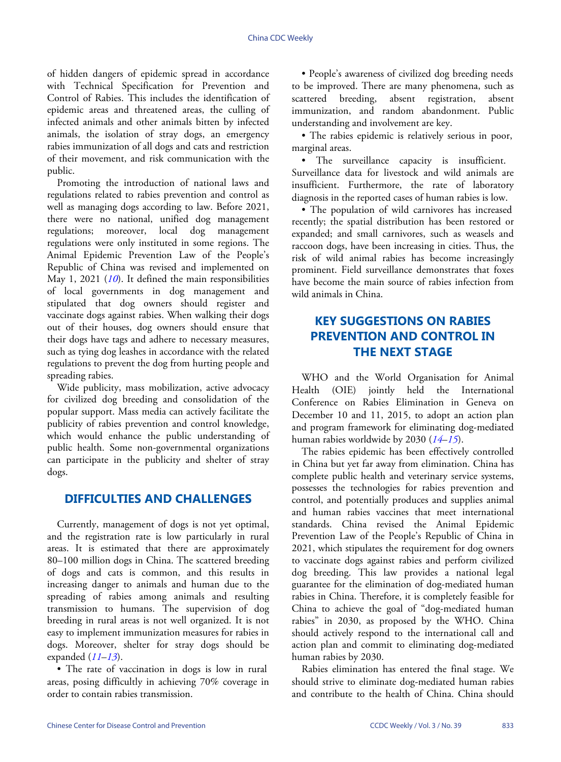of hidden dangers of epidemic spread in accordance with Technical Specification for Prevention and Control of Rabies. This includes the identification of epidemic areas and threatened areas, the culling of infected animals and other animals bitten by infected animals, the isolation of stray dogs, an emergency rabies immunization of all dogs and cats and restriction of their movement, and risk communication with the public.

Promoting the introduction of national laws and regulations related to rabies prevention and control as well as managing dogs according to law. Before 2021, there were no national, unified dog management regulations; moreover, local dog management regulations were only instituted in some regions. The Animal Epidemic Prevention Law of the People's Republic of China was revised and implemented on May 1, 2021 (*10*). It defined the main responsibilities of local governments in dog management and stipulated that dog owners should register and vaccinate dogs against rabies. When walking their dogs out of their houses, dog owners should ensure that their dogs have tags and adhere to necessary measures, such as tying dog leashes in accordance with the related regulations to prevent the dog from hurting people and spreading rabies.

Wide publicity, mass mobilization, active advocacy for civilized dog breeding and consolidation of the popular support. Mass media can actively facilitate the publicity of rabies prevention and control knowledge, which would enhance the public understanding of public health. Some non-governmental organizations can participate in the publicity and shelter of stray dogs.

## DIFFICULTIES AND CHALLENGES

Currently, management of dogs is not yet optimal, and the registration rate is low particularly in rural areas. It is estimated that there are approximately 80–100 million dogs in China. The scattered breeding of dogs and cats is common, and this results in increasing danger to animals and human due to the spreading of rabies among animals and resulting transmission to humans. The supervision of dog breeding in rural areas is not well organized. It is not easy to implement immunization measures for rabies in dogs. Moreover, shelter for stray dogs should be expanded (*11*–*13*).

- The rate of vaccination in dogs is low in rural areas, posing difficultly in achieving 70% coverage in order to contain rabies transmission.
- People's awareness of civilized dog breeding needs to be improved. There are many phenomena, such as scattered breeding, absent registration, absent immunization, and random abandonment. Public understanding and involvement are key.
- The rabies epidemic is relatively serious in poor, marginal areas.
- The surveillance capacity is insufficient. Surveillance data for livestock and wild animals are insufficient. Furthermore, the rate of laboratory diagnosis in the reported cases of human rabies is low.
- The population of wild carnivores has increased recently; the spatial distribution has been restored or expanded; and small carnivores, such as weasels and raccoon dogs, have been increasing in cities. Thus, the risk of wild animal rabies has become increasingly prominent. Field surveillance demonstrates that foxes have become the main source of rabies infection from wild animals in China.

## KEY SUGGESTIONS ON RABIES PREVENTION AND CONTROL IN THE NEXT STAGE

WHO and the World Organisation for Animal Health (OIE) jointly held the International Conference on Rabies Elimination in Geneva on December 10 and 11, 2015, to adopt an action plan and program framework for eliminating dog-mediated human rabies worldwide by 2030 (*14*–*15*).

The rabies epidemic has been effectively controlled in China but yet far away from elimination. China has complete public health and veterinary service systems, possesses the technologies for rabies prevention and control, and potentially produces and supplies animal and human rabies vaccines that meet international standards. China revised the Animal Epidemic Prevention Law of the People's Republic of China in 2021, which stipulates the requirement for dog owners to vaccinate dogs against rabies and perform civilized dog breeding. This law provides a national legal guarantee for the elimination of dog-mediated human rabies in China. Therefore, it is completely feasible for China to achieve the goal of "dog-mediated human rabies" in 2030, as proposed by the WHO. China should actively respond to the international call and action plan and commit to eliminating dog-mediated human rabies by 2030.

Rabies elimination has entered the final stage. We should strive to eliminate dog-mediated human rabies and contribute to the health of China. China should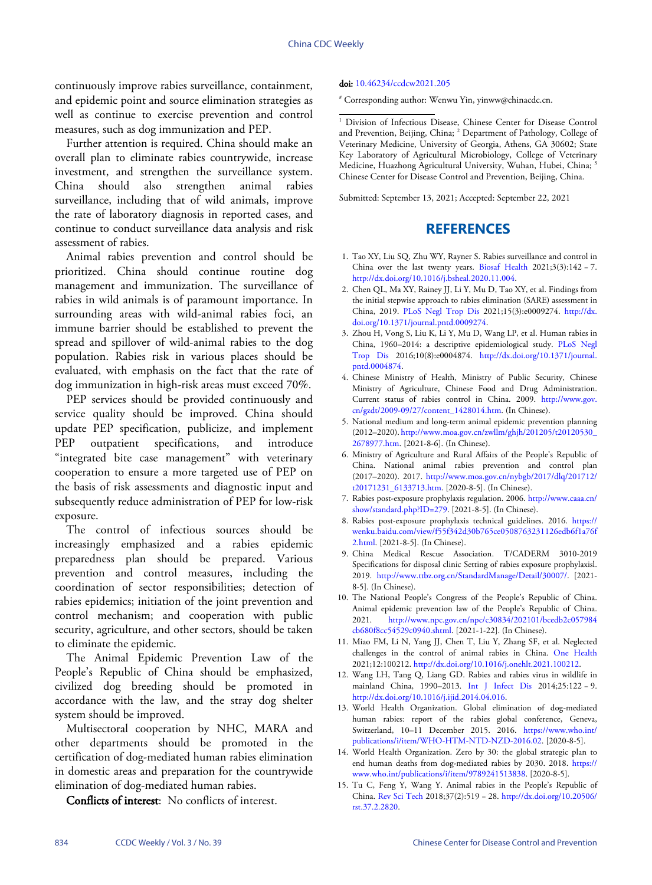continuously improve rabies surveillance, containment, and epidemic point and source elimination strategies as well as continue to exercise prevention and control measures, such as dog immunization and PEP.

Further attention is required. China should make an overall plan to eliminate rabies countrywide, increase investment, and strengthen the surveillance system. China should also strengthen animal rabies surveillance, including that of wild animals, improve the rate of laboratory diagnosis in reported cases, and continue to conduct surveillance data analysis and risk assessment of rabies.

Animal rabies prevention and control should be prioritized. China should continue routine dog management and immunization. The surveillance of rabies in wild animals is of paramount importance. In surrounding areas with wild-animal rabies foci, an immune barrier should be established to prevent the spread and spillover of wild-animal rabies to the dog population. Rabies risk in various places should be evaluated, with emphasis on the fact that the rate of dog immunization in high-risk areas must exceed 70%.

PEP services should be provided continuously and service quality should be improved. China should update PEP specification, publicize, and implement PEP outpatient specifications, and introduce "integrated bite case management" with veterinary cooperation to ensure a more targeted use of PEP on the basis of risk assessments and diagnostic input and subsequently reduce administration of PEP for low-risk exposure.

The control of infectious sources should be increasingly emphasized and a rabies epidemic preparedness plan should be prepared. Various prevention and control measures, including the coordination of sector responsibilities; detection of rabies epidemics; initiation of the joint prevention and control mechanism; and cooperation with public security, agriculture, and other sectors, should be taken to eliminate the epidemic.

The Animal Epidemic Prevention Law of the People's Republic of China should be emphasized, civilized dog breeding should be promoted in accordance with the law, and the stray dog shelter system should be improved.

Multisectoral cooperation by NHC, MARA and other departments should be promoted in the certification of dog-mediated human rabies elimination in domestic areas and preparation for the countrywide elimination of dog-mediated human rabies.

**Conflicts of interest**: No conflicts of interest.

**doi:** 10.46234/ccdcw2021.205

\# Corresponding author: Wenwu Yin, yinww@chinacdc.cn.

[1] Division of Infectious Disease, Chinese Center for Disease Control and Prevention, Beijing, China; [2] Department of Pathology, College of Veterinary Medicine, University of Georgia, Athens, GA 30602; State Key Laboratory of Agricultural Microbiology, College of Veterinary Medicine, Huazhong Agricultural University, Wuhan, Hubei, China; [3] Chinese Center for Disease Control and Prevention, Beijing, China.

Submitted: September 13, 2021; Accepted: September 22, 2021

## REFERENCES

1. Tao XY, Liu SQ, Zhu WY, Rayner S. Rabies surveillance and control in China over the last twenty years. Biosaf Health 2021;3(3):142 – 7. http://dx.doi.org/10.1016/j.bsheal.2020.11.004.
2. Chen QL, Ma XY, Rainey JJ, Li Y, Mu D, Tao XY, et al. Findings from the initial stepwise approach to rabies elimination (SARE) assessment in China, 2019. PLoS Negl Trop Dis 2021;15(3):e0009274. http://dx.doi.org/10.1371/journal.pntd.0009274.
3. Zhou H, Vong S, Liu K, Li Y, Mu D, Wang LP, et al. Human rabies in China, 1960–2014: a descriptive epidemiological study. PLoS Negl Trop Dis 2016;10(8):e0004874. http://dx.doi.org/10.1371/journal.pntd.0004874.
4. Chinese Ministry of Health, Ministry of Public Security, Chinese Ministry of Agriculture, Chinese Food and Drug Administration. Current status of rabies control in China. 2009. http://www.gov.cn/gzdt/2009-09/27/content_1428014.htm. (In Chinese).
5. National medium and long-term animal epidemic prevention planning (2012–2020). http://www.moa.gov.cn/zwllm/ghjh/201205/t20120530_2678977.htm. [2021-8-6]. (In Chinese).
6. Ministry of Agriculture and Rural Affairs of the People's Republic of China. National animal rabies prevention and control plan (2017–2020). 2017. http://www.moa.gov.cn/nybgb/2017/dlq/201712/t20171231_6133713.htm. [2020-8-5]. (In Chinese).
7. Rabies post-exposure prophylaxis regulation. 2006. http://www.caaa.cn/show/standard.php?ID=279. [2021-8-5]. (In Chinese).
8. Rabies post-exposure prophylaxis technical guidelines. 2016. https://wenku.baidu.com/view/f55f342d30b765ce0508763231126edb6f1a76f2.html. [2021-8-5]. (In Chinese).
9. China Medical Rescue Association. T/CADERM 3010-2019 Specifications for disposal clinic Setting of rabies exposure prophylaxisl. 2019. http://www.ttbz.org.cn/StandardManage/Detail/30007/. [2021-8-5]. (In Chinese).
10. The National People's Congress of the People's Republic of China. Animal epidemic prevention law of the People's Republic of China. 2021. http://www.npc.gov.cn/npc/c30834/202101/bcedb2c057984cb680f8cc54529c0940.shtml. [2021-1-22]. (In Chinese).
11. Miao FM, Li N, Yang JJ, Chen T, Liu Y, Zhang SF, et al. Neglected challenges in the control of animal rabies in China. One Health 2021;12:100212. http://dx.doi.org/10.1016/j.onehlt.2021.100212.
12. Wang LH, Tang Q, Liang GD. Rabies and rabies virus in wildlife in mainland China, 1990–2013. Int J Infect Dis 2014;25:122 – 9. http://dx.doi.org/10.1016/j.ijid.2014.04.016.
13. World Health Organization. Global elimination of dog-mediated human rabies: report of the rabies global conference, Geneva, Switzerland, 10–11 December 2015. 2016. https://www.who.int/publications/i/item/WHO-HTM-NTD-NZD-2016.02. [2020-8-5].
14. World Health Organization. Zero by 30: the global strategic plan to end human deaths from dog-mediated rabies by 2030. 2018. https://www.who.int/publications/i/item/9789241513838. [2020-8-5].
15. Tu C, Feng Y, Wang Y. Animal rabies in the People's Republic of China. Rev Sci Tech 2018;37(2):519 – 28. http://dx.doi.org/10.20506/rst.37.2.2820.